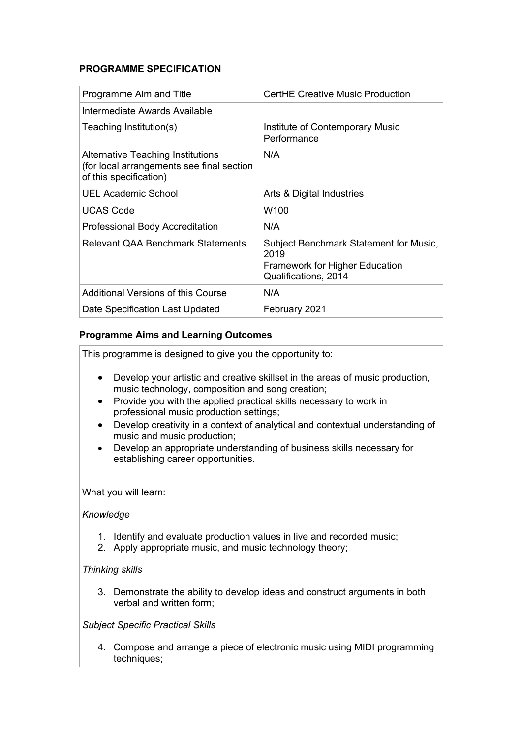## PROGRAMME SPECIFICATION

| Programme Aim and Title | CertHE Creative Music Production |
| --- | --- |
| Intermediate Awards Available | |
| Teaching Institution(s) | Institute of Contemporary Music Performance |
| Alternative Teaching Institutions (for local arrangements see final section of this specification) | N/A |
| UEL Academic School | Arts & Digital Industries |
| UCAS Code | W100 |
| Professional Body Accreditation | N/A |
| Relevant QAA Benchmark Statements | Subject Benchmark Statement for Music, 2019<br>Framework for Higher Education Qualifications, 2014 |
| Additional Versions of this Course | N/A |
| Date Specification Last Updated | February 2021 |

## Programme Aims and Learning Outcomes

This programme is designed to give you the opportunity to:

- Develop your artistic and creative skillset in the areas of music production, music technology, composition and song creation;
- Provide you with the applied practical skills necessary to work in professional music production settings;
- Develop creativity in a context of analytical and contextual understanding of music and music production;
- Develop an appropriate understanding of business skills necessary for establishing career opportunities.

What you will learn:

*Knowledge*

1. Identify and evaluate production values in live and recorded music;
2. Apply appropriate music, and music technology theory;

*Thinking skills*

3. Demonstrate the ability to develop ideas and construct arguments in both verbal and written form;

*Subject Specific Practical Skills*

4. Compose and arrange a piece of electronic music using MIDI programming techniques;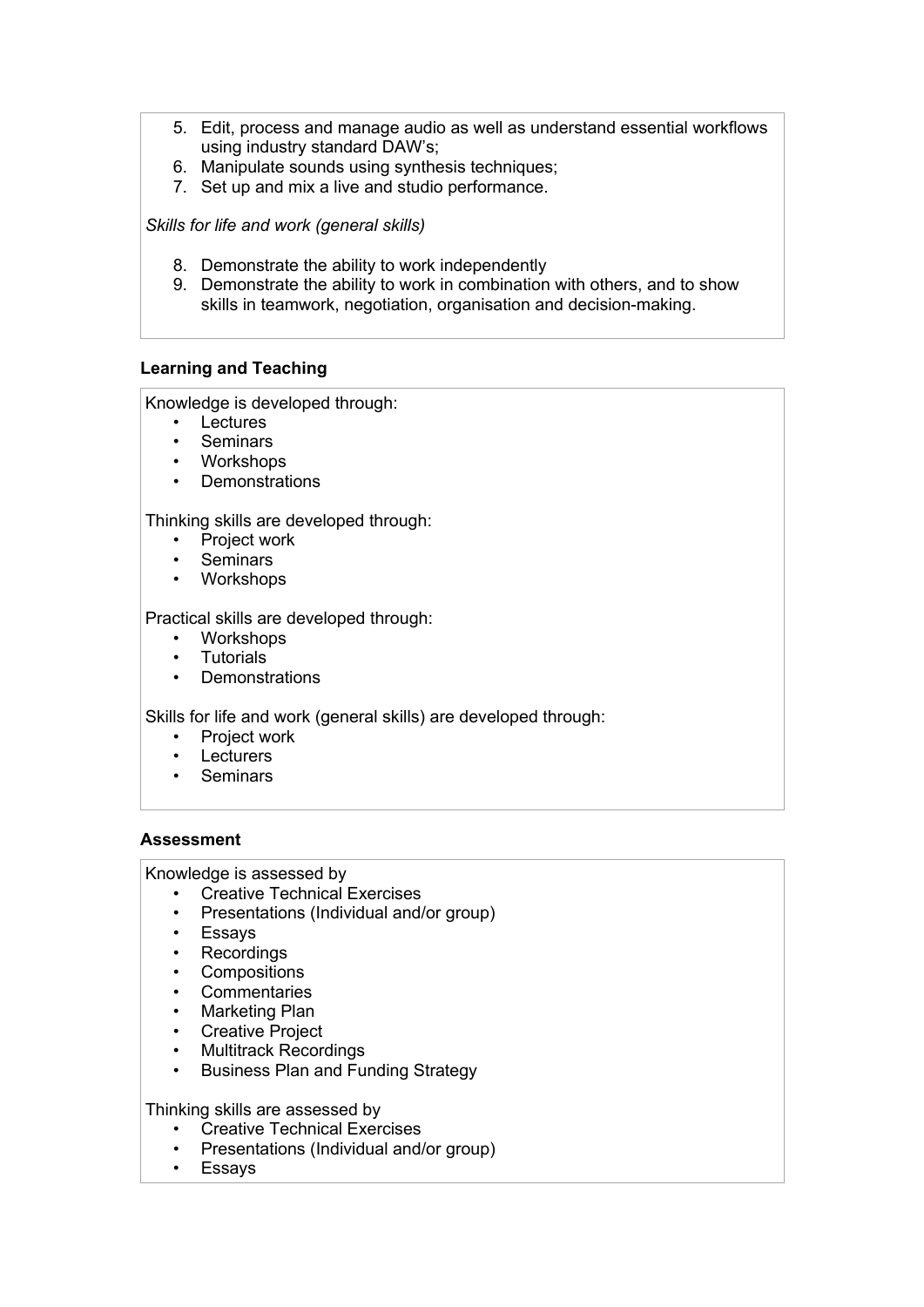5. Edit, process and manage audio as well as understand essential workflows using industry standard DAW's;
6. Manipulate sounds using synthesis techniques;
7. Set up and mix a live and studio performance.

*Skills for life and work (general skills)*

8. Demonstrate the ability to work independently
9. Demonstrate the ability to work in combination with others, and to show skills in teamwork, negotiation, organisation and decision-making.

**Learning and Teaching**

Knowledge is developed through:

- Lectures
- Seminars
- Workshops
- Demonstrations

Thinking skills are developed through:

- Project work
- Seminars
- Workshops

Practical skills are developed through:

- Workshops
- Tutorials
- Demonstrations

Skills for life and work (general skills) are developed through:

- Project work
- Lecturers
- Seminars

**Assessment**

Knowledge is assessed by

- Creative Technical Exercises
- Presentations (Individual and/or group)
- Essays
- Recordings
- Compositions
- Commentaries
- Marketing Plan
- Creative Project
- Multitrack Recordings
- Business Plan and Funding Strategy

Thinking skills are assessed by

- Creative Technical Exercises
- Presentations (Individual and/or group)
- Essays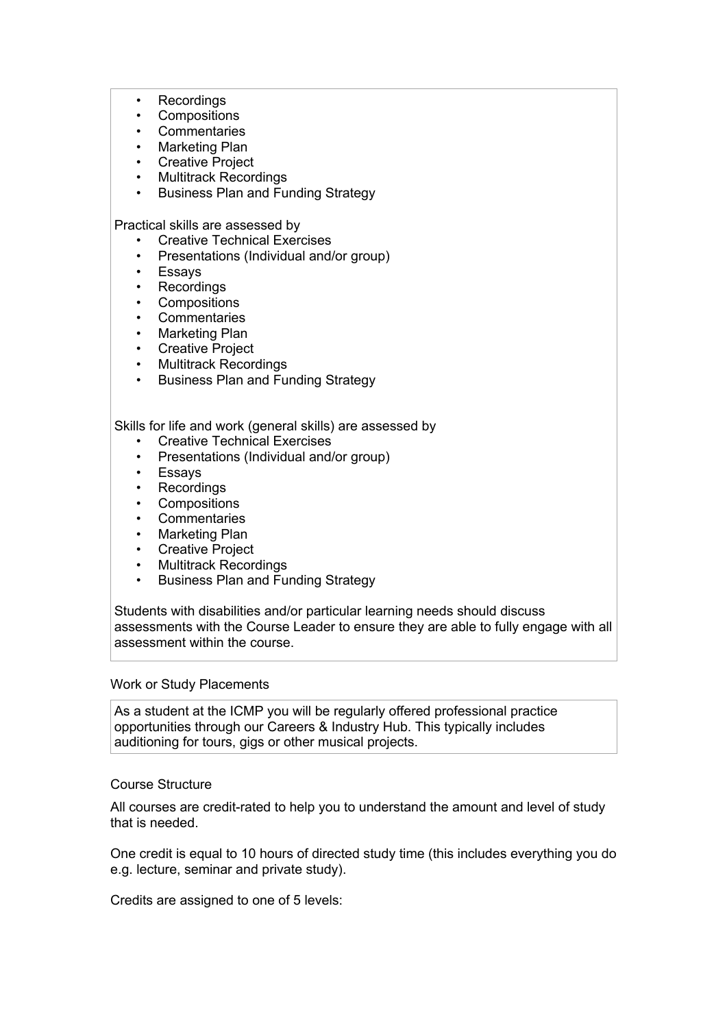- Recordings
- Compositions
- Commentaries
- Marketing Plan
- Creative Project
- Multitrack Recordings
- Business Plan and Funding Strategy

Practical skills are assessed by

- Creative Technical Exercises
- Presentations (Individual and/or group)
- Essays
- Recordings
- Compositions
- Commentaries
- Marketing Plan
- Creative Project
- Multitrack Recordings
- Business Plan and Funding Strategy

Skills for life and work (general skills) are assessed by

- Creative Technical Exercises
- Presentations (Individual and/or group)
- Essays
- Recordings
- Compositions
- Commentaries
- Marketing Plan
- Creative Project
- Multitrack Recordings
- Business Plan and Funding Strategy

Students with disabilities and/or particular learning needs should discuss assessments with the Course Leader to ensure they are able to fully engage with all assessment within the course.

Work or Study Placements

As a student at the ICMP you will be regularly offered professional practice opportunities through our Careers & Industry Hub. This typically includes auditioning for tours, gigs or other musical projects.

Course Structure

All courses are credit-rated to help you to understand the amount and level of study that is needed.

One credit is equal to 10 hours of directed study time (this includes everything you do e.g. lecture, seminar and private study).

Credits are assigned to one of 5 levels: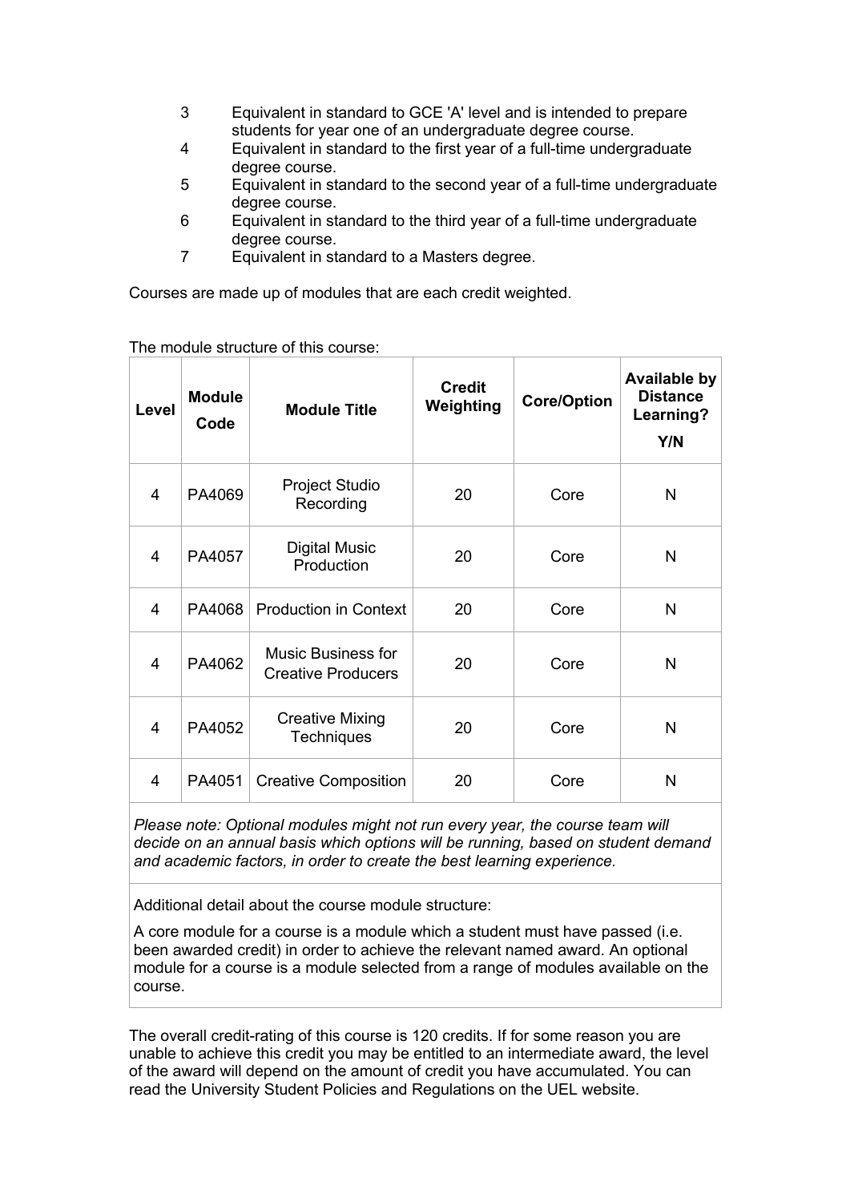3 Equivalent in standard to GCE 'A' level and is intended to prepare students for year one of an undergraduate degree course.
4 Equivalent in standard to the first year of a full-time undergraduate degree course.
5 Equivalent in standard to the second year of a full-time undergraduate degree course.
6 Equivalent in standard to the third year of a full-time undergraduate degree course.
7 Equivalent in standard to a Masters degree.

Courses are made up of modules that are each credit weighted.

The module structure of this course:

| Level | Module Code | Module Title | Credit Weighting | Core/Option | Available by Distance Learning? Y/N |
|---|---|---|---|---|---|
| 4 | PA4069 | Project Studio Recording | 20 | Core | N |
| 4 | PA4057 | Digital Music Production | 20 | Core | N |
| 4 | PA4068 | Production in Context | 20 | Core | N |
| 4 | PA4062 | Music Business for Creative Producers | 20 | Core | N |
| 4 | PA4052 | Creative Mixing Techniques | 20 | Core | N |
| 4 | PA4051 | Creative Composition | 20 | Core | N |

*Please note: Optional modules might not run every year, the course team will decide on an annual basis which options will be running, based on student demand and academic factors, in order to create the best learning experience.*

Additional detail about the course module structure:

A core module for a course is a module which a student must have passed (i.e. been awarded credit) in order to achieve the relevant named award. An optional module for a course is a module selected from a range of modules available on the course.

The overall credit-rating of this course is 120 credits. If for some reason you are unable to achieve this credit you may be entitled to an intermediate award, the level of the award will depend on the amount of credit you have accumulated. You can read the University Student Policies and Regulations on the UEL website.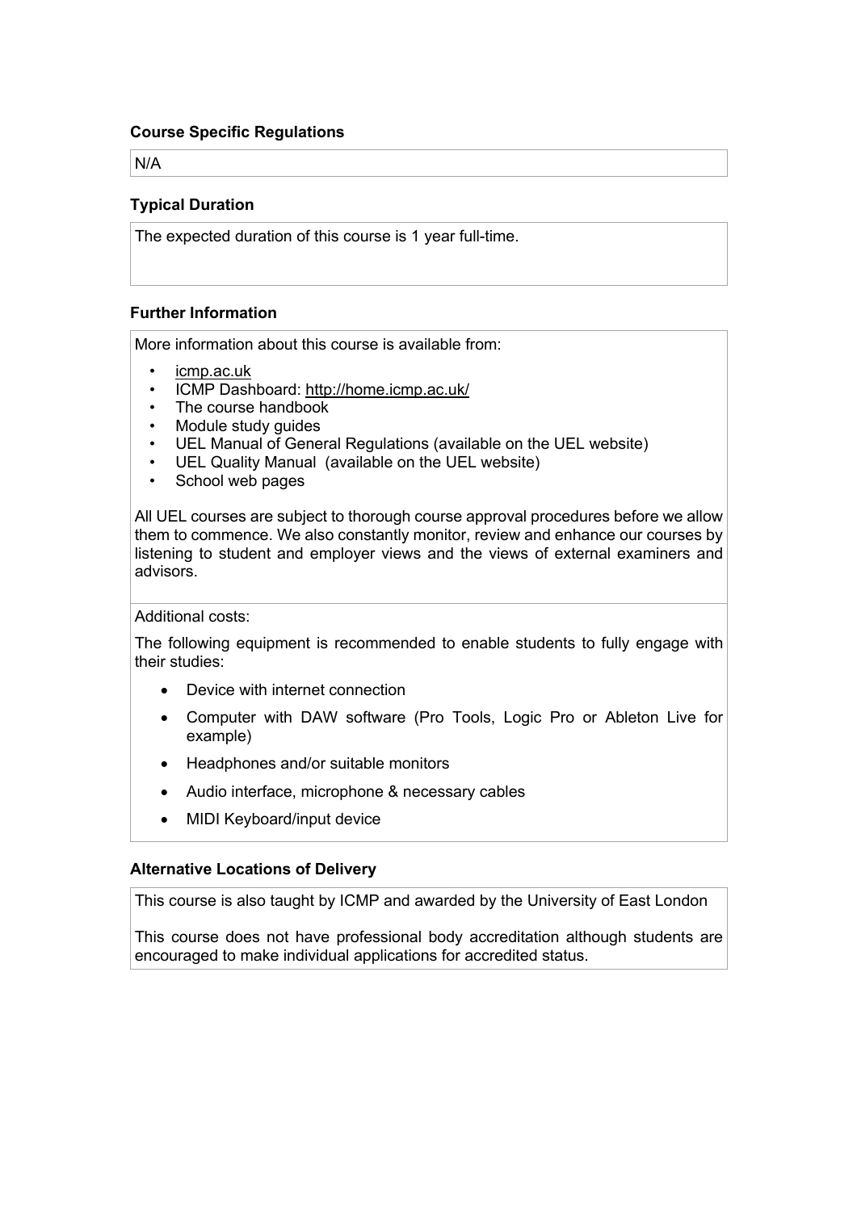### Course Specific Regulations

N/A

### Typical Duration

The expected duration of this course is 1 year full-time.

### Further Information

More information about this course is available from:

- icmp.ac.uk
- ICMP Dashboard: http://home.icmp.ac.uk/
- The course handbook
- Module study guides
- UEL Manual of General Regulations (available on the UEL website)
- UEL Quality Manual (available on the UEL website)
- School web pages

All UEL courses are subject to thorough course approval procedures before we allow them to commence. We also constantly monitor, review and enhance our courses by listening to student and employer views and the views of external examiners and advisors.

Additional costs:

The following equipment is recommended to enable students to fully engage with their studies:

- Device with internet connection
- Computer with DAW software (Pro Tools, Logic Pro or Ableton Live for example)
- Headphones and/or suitable monitors
- Audio interface, microphone & necessary cables
- MIDI Keyboard/input device

### Alternative Locations of Delivery

This course is also taught by ICMP and awarded by the University of East London

This course does not have professional body accreditation although students are encouraged to make individual applications for accredited status.